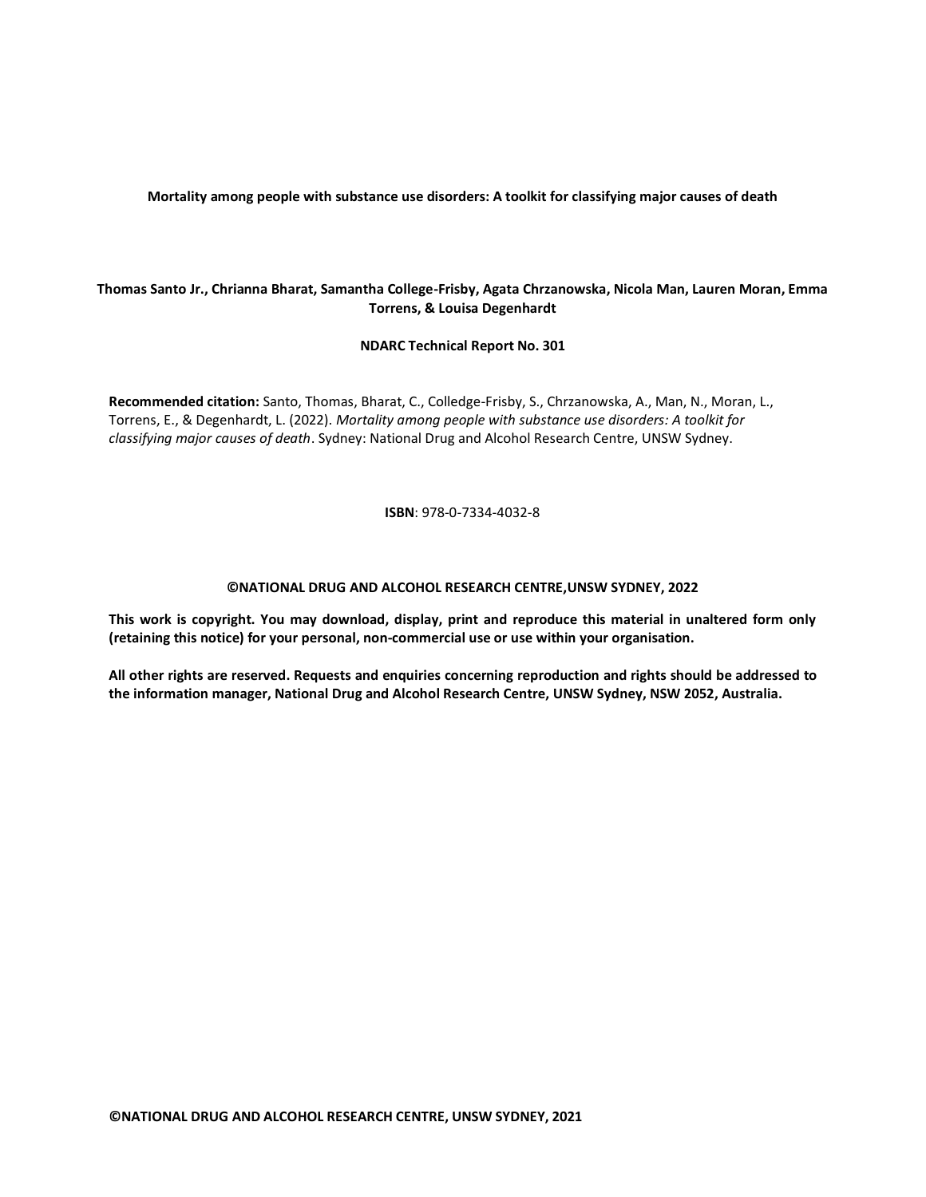**Mortality among people with substance use disorders: A toolkit for classifying major causes of death**

**Thomas Santo Jr., Chrianna Bharat, Samantha College-Frisby, Agata Chrzanowska, Nicola Man, Lauren Moran, Emma Torrens, & Louisa Degenhardt**

**NDARC Technical Report No. 301**

**Recommended citation:** Santo, Thomas, Bharat, C., Colledge-Frisby, S., Chrzanowska, A., Man, N., Moran, L., Torrens, E., & Degenhardt, L. (2022). *Mortality among people with substance use disorders: A toolkit for classifying major causes of death*. Sydney: National Drug and Alcohol Research Centre, UNSW Sydney.

**ISBN**: 978-0-7334-4032-8

**©NATIONAL DRUG AND ALCOHOL RESEARCH CENTRE,UNSW SYDNEY, 2022**

**This work is copyright. You may download, display, print and reproduce this material in unaltered form only (retaining this notice) for your personal, non-commercial use or use within your organisation.**

**All other rights are reserved. Requests and enquiries concerning reproduction and rights should be addressed to the information manager, National Drug and Alcohol Research Centre, UNSW Sydney, NSW 2052, Australia.**

**©NATIONAL DRUG AND ALCOHOL RESEARCH CENTRE, UNSW SYDNEY, 2021**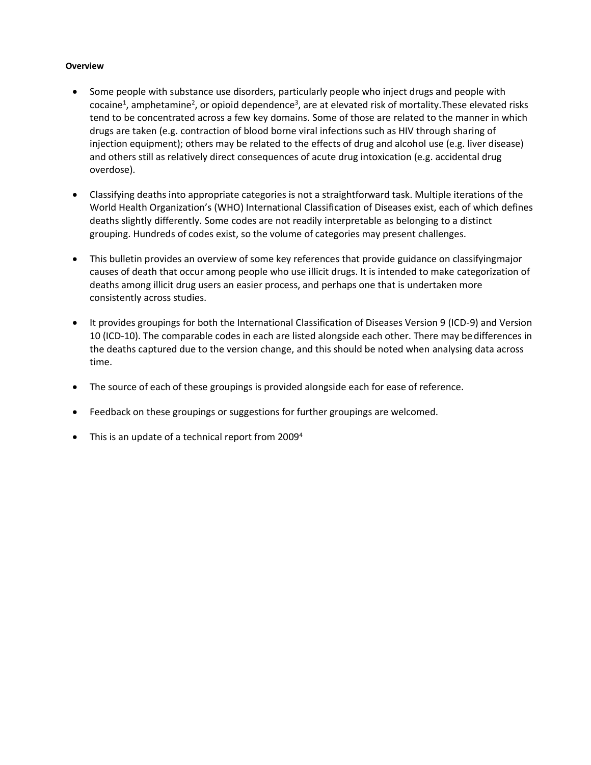**Overview**

- Some people with substance use disorders, particularly people who inject drugs and people with cocaine[1], amphetamine[2], or opioid dependence[3], are at elevated risk of mortality.These elevated risks tend to be concentrated across a few key domains. Some of those are related to the manner in which drugs are taken (e.g. contraction of blood borne viral infections such as HIV through sharing of injection equipment); others may be related to the effects of drug and alcohol use (e.g. liver disease) and others still as relatively direct consequences of acute drug intoxication (e.g. accidental drug overdose).

- Classifying deaths into appropriate categories is not a straightforward task. Multiple iterations of the World Health Organization's (WHO) International Classification of Diseases exist, each of which defines deaths slightly differently. Some codes are not readily interpretable as belonging to a distinct grouping. Hundreds of codes exist, so the volume of categories may present challenges.

- This bulletin provides an overview of some key references that provide guidance on classifyingmajor causes of death that occur among people who use illicit drugs. It is intended to make categorization of deaths among illicit drug users an easier process, and perhaps one that is undertaken more consistently across studies.

- It provides groupings for both the International Classification of Diseases Version 9 (ICD-9) and Version 10 (ICD-10). The comparable codes in each are listed alongside each other. There may be differences in the deaths captured due to the version change, and this should be noted when analysing data across time.

- The source of each of these groupings is provided alongside each for ease of reference.

- Feedback on these groupings or suggestions for further groupings are welcomed.

- This is an update of a technical report from 2009[4]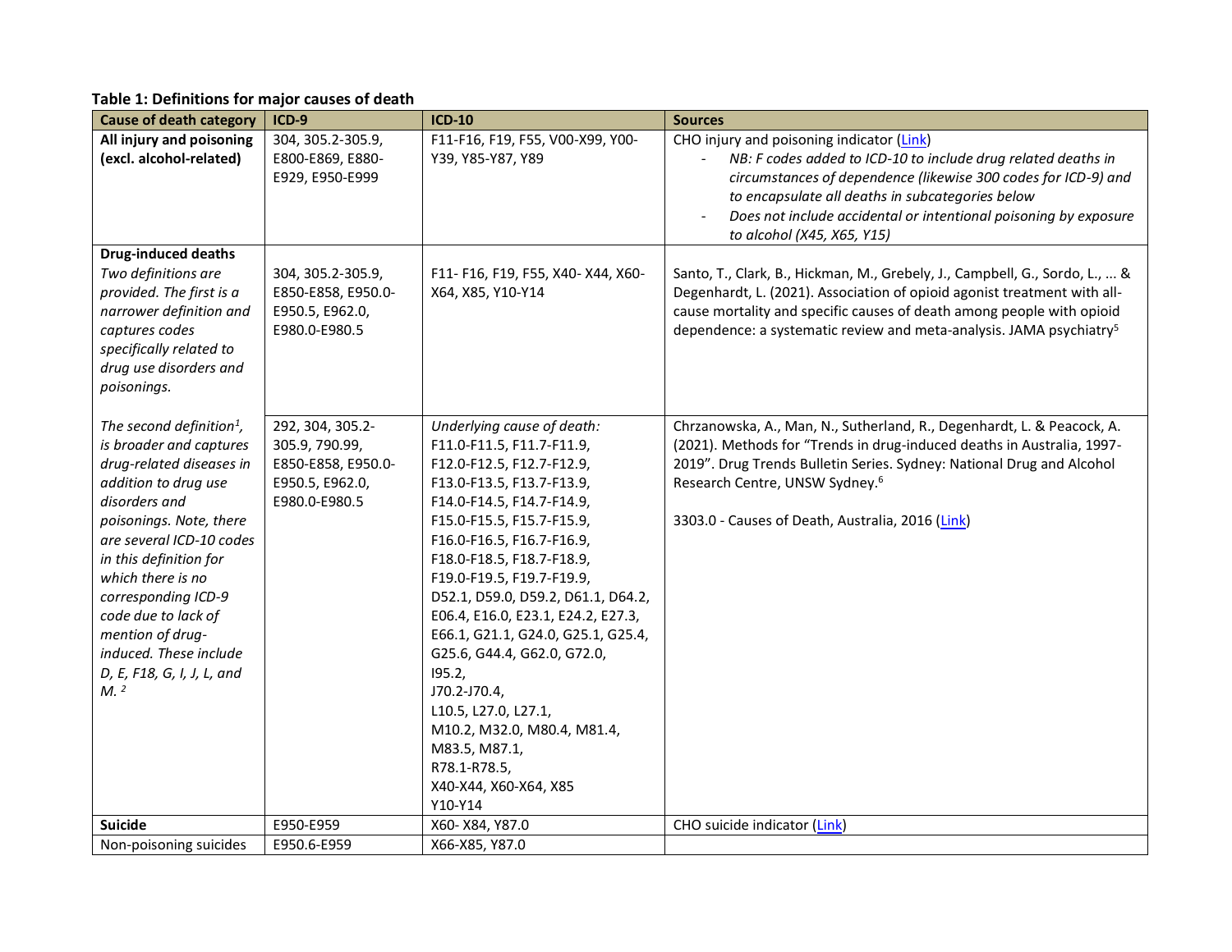**Table 1: Definitions for major causes of death**

| Cause of death category | ICD-9 | ICD-10 | Sources |
|---|---|---|---|
| **All injury and poisoning (excl. alcohol-related)** | 304, 305.2-305.9, E800-E869, E880-E929, E950-E999 | F11-F16, F19, F55, V00-X99, Y00-Y39, Y85-Y87, Y89 | CHO injury and poisoning indicator (Link)<br>- *NB: F codes added to ICD-10 to include drug related deaths in circumstances of dependence (likewise 300 codes for ICD-9) and to encapsulate all deaths in subcategories below*<br>- *Does not include accidental or intentional poisoning by exposure to alcohol (X45, X65, Y15)* |
| **Drug-induced deaths**<br>*Two definitions are provided. The first is a narrower definition and captures codes specifically related to drug use disorders and poisonings.* | 304, 305.2-305.9, E850-E858, E950.0-E950.5, E962.0, E980.0-E980.5 | F11- F16, F19, F55, X40- X44, X60-X64, X85, Y10-Y14 | Santo, T., Clark, B., Hickman, M., Grebely, J., Campbell, G., Sordo, L., ... & Degenhardt, L. (2021). Association of opioid agonist treatment with all-cause mortality and specific causes of death among people with opioid dependence: a systematic review and meta-analysis. JAMA psychiatry[5] |
| *The second definition[1], is broader and captures drug-related diseases in addition to drug use disorders and poisonings. Note, there are several ICD-10 codes in this definition for which there is no corresponding ICD-9 code due to lack of mention of drug-induced. These include D, E, F18, G, I, J, L, and M.* [2] | 292, 304, 305.2-305.9, 790.99, E850-E858, E950.0-E950.5, E962.0, E980.0-E980.5 | *Underlying cause of death:*<br>F11.0-F11.5, F11.7-F11.9,<br>F12.0-F12.5, F12.7-F12.9,<br>F13.0-F13.5, F13.7-F13.9,<br>F14.0-F14.5, F14.7-F14.9,<br>F15.0-F15.5, F15.7-F15.9,<br>F16.0-F16.5, F16.7-F16.9,<br>F18.0-F18.5, F18.7-F18.9,<br>F19.0-F19.5, F19.7-F19.9,<br>D52.1, D59.0, D59.2, D61.1, D64.2,<br>E06.4, E16.0, E23.1, E24.2, E27.3,<br>E66.1, G21.1, G24.0, G25.1, G25.4,<br>G25.6, G44.4, G62.0, G72.0,<br>I95.2,<br>J70.2-J70.4,<br>L10.5, L27.0, L27.1,<br>M10.2, M32.0, M80.4, M81.4,<br>M83.5, M87.1,<br>R78.1-R78.5,<br>X40-X44, X60-X64, X85<br>Y10-Y14 | Chrzanowska, A., Man, N., Sutherland, R., Degenhardt, L. & Peacock, A. (2021). Methods for "Trends in drug-induced deaths in Australia, 1997-2019". Drug Trends Bulletin Series. Sydney: National Drug and Alcohol Research Centre, UNSW Sydney.[6]<br><br>3303.0 - Causes of Death, Australia, 2016 (Link) |
| **Suicide** | E950-E959 | X60- X84, Y87.0 | CHO suicide indicator (Link) |
| Non-poisoning suicides | E950.6-E959 | X66-X85, Y87.0 | |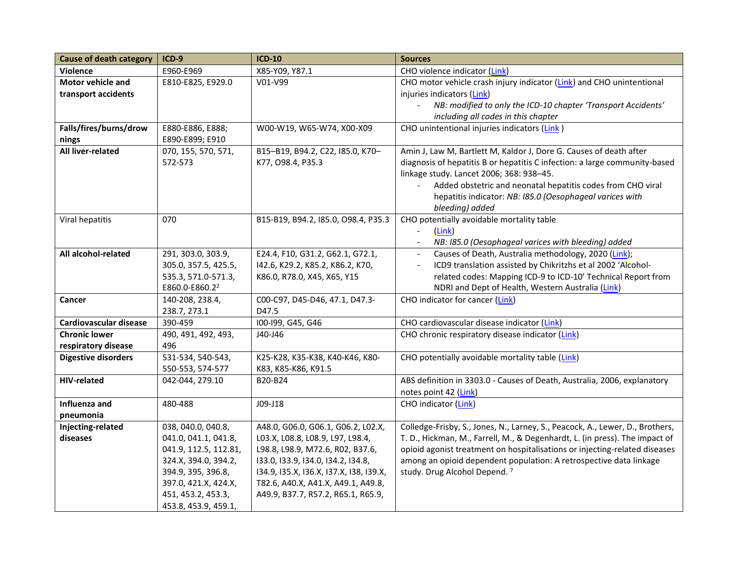| Cause of death category | ICD-9 | ICD-10 | Sources |
|---|---|---|---|
| **Violence** | E960-E969 | X85-Y09, Y87.1 | CHO violence indicator (Link) |
| **Motor vehicle and transport accidents** | E810-E825, E929.0 | V01-V99 | CHO motor vehicle crash injury indicator (Link) and CHO unintentional injuries indicators (Link)<br>- *NB: modified to only the ICD-10 chapter 'Transport Accidents' including all codes in this chapter* |
| **Falls/fires/burns/drownings** | E880-E886, E888; E890-E899; E910 | W00-W19, W65-W74, X00-X09 | CHO unintentional injuries indicators (Link ) |
| **All liver-related** | 070, 155, 570, 571, 572-573 | B15–B19, B94.2, C22, I85.0, K70–K77, O98.4, P35.3 | Amin J, Law M, Bartlett M, Kaldor J, Dore G. Causes of death after diagnosis of hepatitis B or hepatitis C infection: a large community-based linkage study. Lancet 2006; 368: 938–45.<br>- Added obstetric and neonatal hepatitis codes from CHO viral hepatitis indicator: *NB: I85.0 (Oesophageal varices with bleeding) added* |
| Viral hepatitis | 070 | B15-B19, B94.2, I85.0, O98.4, P35.3 | CHO potentially avoidable mortality table<br>- (Link)<br>- *NB: I85.0 (Oesophageal varices with bleeding) added* |
| **All alcohol-related** | 291, 303.0, 303.9, 305.0, 357.5, 425.5, 535.3, 571.0-571.3, E860.0-E860.2[2] | E24.4, F10, G31.2, G62.1, G72.1, I42.6, K29.2, K85.2, K86.2, K70, K86.0, R78.0, X45, X65, Y15 | - Causes of Death, Australia methodology, 2020 (Link);<br>- ICD9 translation assisted by Chikritzhs et al 2002 'Alcohol-related codes: Mapping ICD-9 to ICD-10' Technical Report from NDRI and Dept of Health, Western Australia (Link) |
| **Cancer** | 140-208, 238.4, 238.7, 273.1 | C00-C97, D45-D46, 47.1, D47.3-D47.5 | CHO indicator for cancer (Link) |
| **Cardiovascular disease** | 390-459 | I00-I99, G45, G46 | CHO cardiovascular disease indicator (Link) |
| **Chronic lower respiratory disease** | 490, 491, 492, 493, 496 | J40-J46 | CHO chronic respiratory disease indicator (Link) |
| **Digestive disorders** | 531-534, 540-543, 550-553, 574-577 | K25-K28, K35-K38, K40-K46, K80-K83, K85-K86, K91.5 | CHO potentially avoidable mortality table (Link) |
| **HIV-related** | 042-044, 279.10 | B20-B24 | ABS definition in 3303.0 - Causes of Death, Australia, 2006, explanatory notes point 42 (Link) |
| **Influenza and pneumonia** | 480-488 | J09-J18 | CHO indicator (Link) |
| **Injecting-related diseases** | 038, 040.0, 040.8, 041.0, 041.1, 041.8, 041.9, 112.5, 112.81, 324.X, 394.0, 394.2, 394.9, 395, 396.8, 397.0, 421.X, 424.X, 451, 453.2, 453.3, 453.8, 453.9, 459.1, | A48.0, G06.0, G06.1, G06.2, L02.X, L03.X, L08.8, L08.9, L97, L98.4, L98.8, L98.9, M72.6, R02, B37.6, I33.0, I33.9, I34.0, I34.2, I34.8, I34.9, I35.X, I36.X, I37.X, I38, I39.X, T82.6, A40.X, A41.X, A49.1, A49.8, A49.9, B37.7, R57.2, R65.1, R65.9, | Colledge-Frisby, S., Jones, N., Larney, S., Peacock, A., Lewer, D., Brothers, T. D., Hickman, M., Farrell, M., & Degenhardt, L. (in press). The impact of opioid agonist treatment on hospitalisations or injecting-related diseases among an opioid dependent population: A retrospective data linkage study. Drug Alcohol Depend. [7] |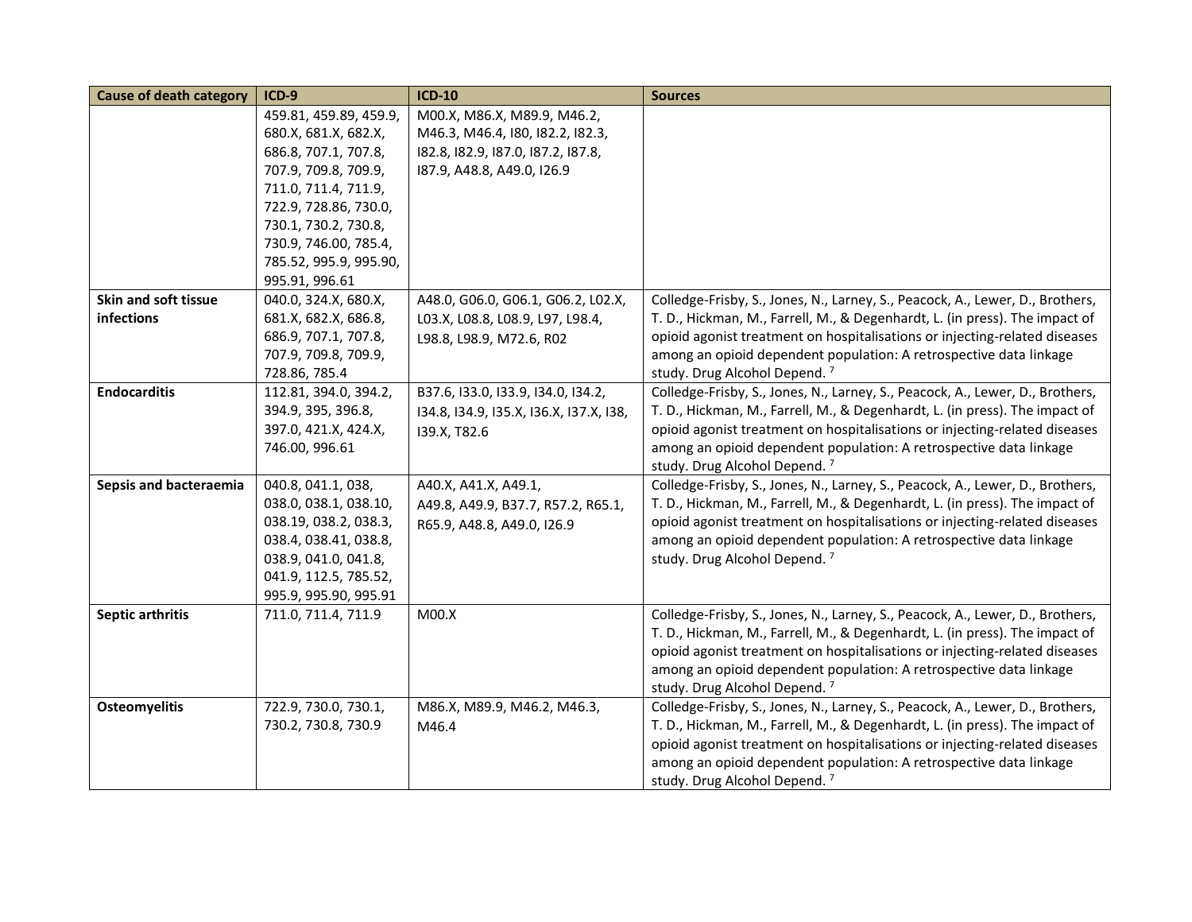| Cause of death category | ICD-9 | ICD-10 | Sources |
|---|---|---|---|
| | 459.81, 459.89, 459.9, 680.X, 681.X, 682.X, 686.8, 707.1, 707.8, 707.9, 709.8, 709.9, 711.0, 711.4, 711.9, 722.9, 728.86, 730.0, 730.1, 730.2, 730.8, 730.9, 746.00, 785.4, 785.52, 995.9, 995.90, 995.91, 996.61 | M00.X, M86.X, M89.9, M46.2, M46.3, M46.4, I80, I82.2, I82.3, I82.8, I82.9, I87.0, I87.2, I87.8, I87.9, A48.8, A49.0, I26.9 | |
| **Skin and soft tissue infections** | 040.0, 324.X, 680.X, 681.X, 682.X, 686.8, 686.9, 707.1, 707.8, 707.9, 709.8, 709.9, 728.86, 785.4 | A48.0, G06.0, G06.1, G06.2, L02.X, L03.X, L08.8, L08.9, L97, L98.4, L98.8, L98.9, M72.6, R02 | Colledge-Frisby, S., Jones, N., Larney, S., Peacock, A., Lewer, D., Brothers, T. D., Hickman, M., Farrell, M., & Degenhardt, L. (in press). The impact of opioid agonist treatment on hospitalisations or injecting-related diseases among an opioid dependent population: A retrospective data linkage study. Drug Alcohol Depend. [7] |
| **Endocarditis** | 112.81, 394.0, 394.2, 394.9, 395, 396.8, 397.0, 421.X, 424.X, 746.00, 996.61 | B37.6, I33.0, I33.9, I34.0, I34.2, I34.8, I34.9, I35.X, I36.X, I37.X, I38, I39.X, T82.6 | Colledge-Frisby, S., Jones, N., Larney, S., Peacock, A., Lewer, D., Brothers, T. D., Hickman, M., Farrell, M., & Degenhardt, L. (in press). The impact of opioid agonist treatment on hospitalisations or injecting-related diseases among an opioid dependent population: A retrospective data linkage study. Drug Alcohol Depend. [7] |
| **Sepsis and bacteraemia** | 040.8, 041.1, 038, 038.0, 038.1, 038.10, 038.19, 038.2, 038.3, 038.4, 038.41, 038.8, 038.9, 041.0, 041.8, 041.9, 112.5, 785.52, 995.9, 995.90, 995.91 | A40.X, A41.X, A49.1, A49.8, A49.9, B37.7, R57.2, R65.1, R65.9, A48.8, A49.0, I26.9 | Colledge-Frisby, S., Jones, N., Larney, S., Peacock, A., Lewer, D., Brothers, T. D., Hickman, M., Farrell, M., & Degenhardt, L. (in press). The impact of opioid agonist treatment on hospitalisations or injecting-related diseases among an opioid dependent population: A retrospective data linkage study. Drug Alcohol Depend. [7] |
| **Septic arthritis** | 711.0, 711.4, 711.9 | M00.X | Colledge-Frisby, S., Jones, N., Larney, S., Peacock, A., Lewer, D., Brothers, T. D., Hickman, M., Farrell, M., & Degenhardt, L. (in press). The impact of opioid agonist treatment on hospitalisations or injecting-related diseases among an opioid dependent population: A retrospective data linkage study. Drug Alcohol Depend. [7] |
| **Osteomyelitis** | 722.9, 730.0, 730.1, 730.2, 730.8, 730.9 | M86.X, M89.9, M46.2, M46.3, M46.4 | Colledge-Frisby, S., Jones, N., Larney, S., Peacock, A., Lewer, D., Brothers, T. D., Hickman, M., Farrell, M., & Degenhardt, L. (in press). The impact of opioid agonist treatment on hospitalisations or injecting-related diseases among an opioid dependent population: A retrospective data linkage study. Drug Alcohol Depend. [7] |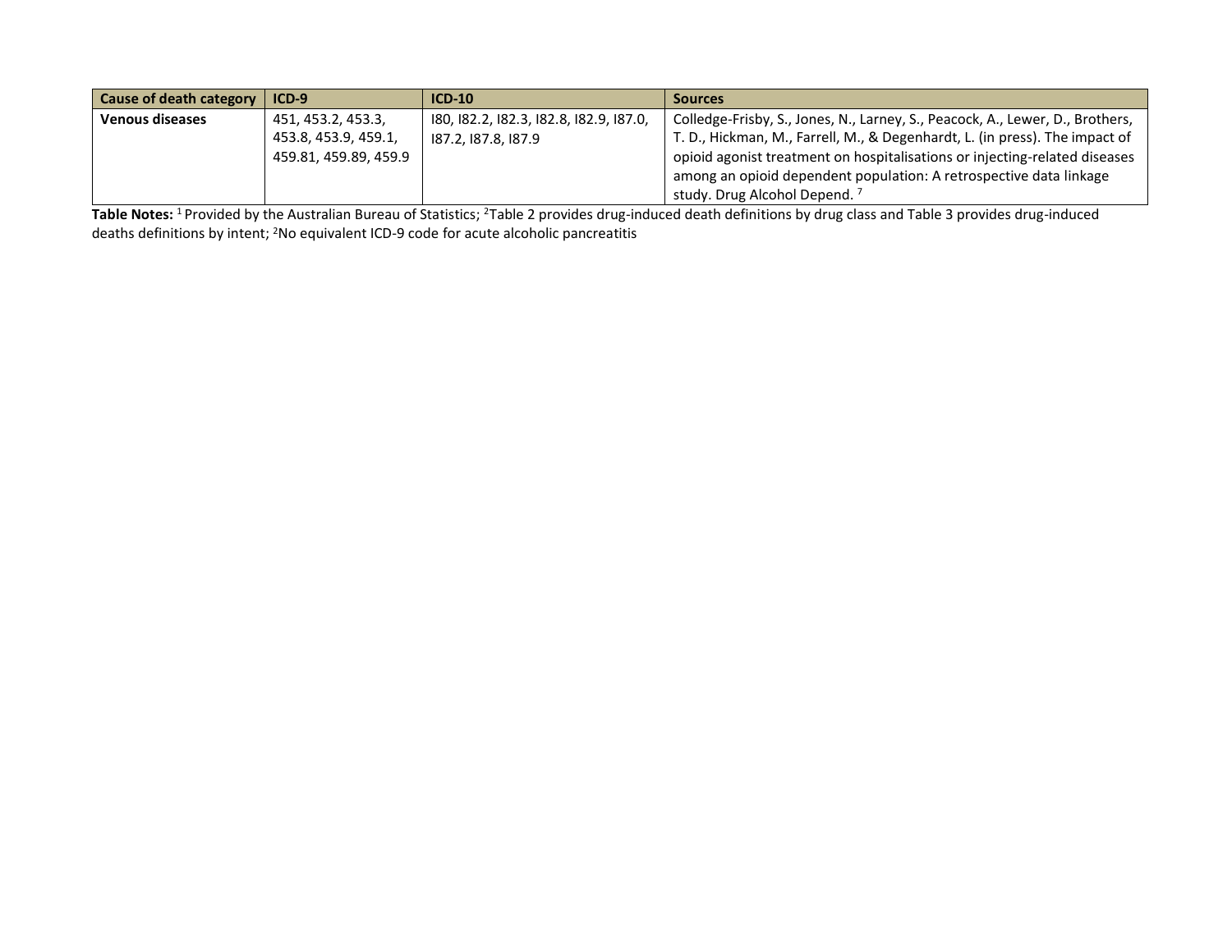| Cause of death category | ICD-9 | ICD-10 | Sources |
|---|---|---|---|
| **Venous diseases** | 451, 453.2, 453.3, 453.8, 453.9, 459.1, 459.81, 459.89, 459.9 | I80, I82.2, I82.3, I82.8, I82.9, I87.0, I87.2, I87.8, I87.9 | Colledge-Frisby, S., Jones, N., Larney, S., Peacock, A., Lewer, D., Brothers, T. D., Hickman, M., Farrell, M., & Degenhardt, L. (in press). The impact of opioid agonist treatment on hospitalisations or injecting-related diseases among an opioid dependent population: A retrospective data linkage study. Drug Alcohol Depend. [7] |

**Table Notes:** [1] Provided by the Australian Bureau of Statistics; [2]Table 2 provides drug-induced death definitions by drug class and Table 3 provides drug-induced deaths definitions by intent; [2]No equivalent ICD-9 code for acute alcoholic pancreatitis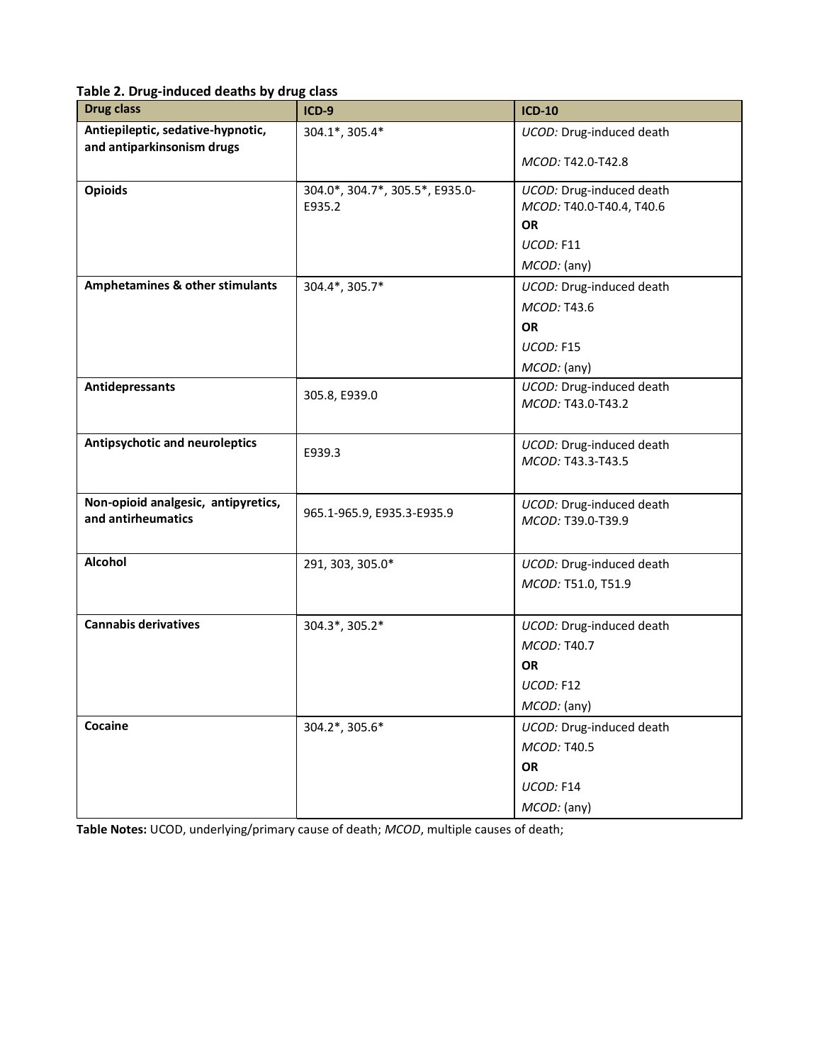**Table 2. Drug-induced deaths by drug class**

| Drug class | ICD-9 | ICD-10 |
|---|---|---|
| **Antiepileptic, sedative-hypnotic, and antiparkinsonism drugs** | 304.1*, 305.4* | *UCOD:* Drug-induced death<br>*MCOD:* T42.0-T42.8 |
| **Opioids** | 304.0*, 304.7*, 305.5*, E935.0-E935.2 | *UCOD:* Drug-induced death<br>*MCOD:* T40.0-T40.4, T40.6<br>**OR**<br>*UCOD:* F11<br>*MCOD:* (any) |
| **Amphetamines & other stimulants** | 304.4*, 305.7* | *UCOD:* Drug-induced death<br>*MCOD:* T43.6<br>**OR**<br>*UCOD:* F15<br>*MCOD:* (any) |
| **Antidepressants** | 305.8, E939.0 | *UCOD:* Drug-induced death<br>*MCOD:* T43.0-T43.2 |
| **Antipsychotic and neuroleptics** | E939.3 | *UCOD:* Drug-induced death<br>*MCOD:* T43.3-T43.5 |
| **Non-opioid analgesic, antipyretics, and antirheumatics** | 965.1-965.9, E935.3-E935.9 | *UCOD:* Drug-induced death<br>*MCOD:* T39.0-T39.9 |
| **Alcohol** | 291, 303, 305.0* | *UCOD:* Drug-induced death<br>*MCOD:* T51.0, T51.9 |
| **Cannabis derivatives** | 304.3*, 305.2* | *UCOD:* Drug-induced death<br>*MCOD:* T40.7<br>**OR**<br>*UCOD:* F12<br>*MCOD:* (any) |
| **Cocaine** | 304.2*, 305.6* | *UCOD:* Drug-induced death<br>*MCOD:* T40.5<br>**OR**<br>*UCOD:* F14<br>*MCOD:* (any) |

**Table Notes:** UCOD, underlying/primary cause of death; *MCOD*, multiple causes of death;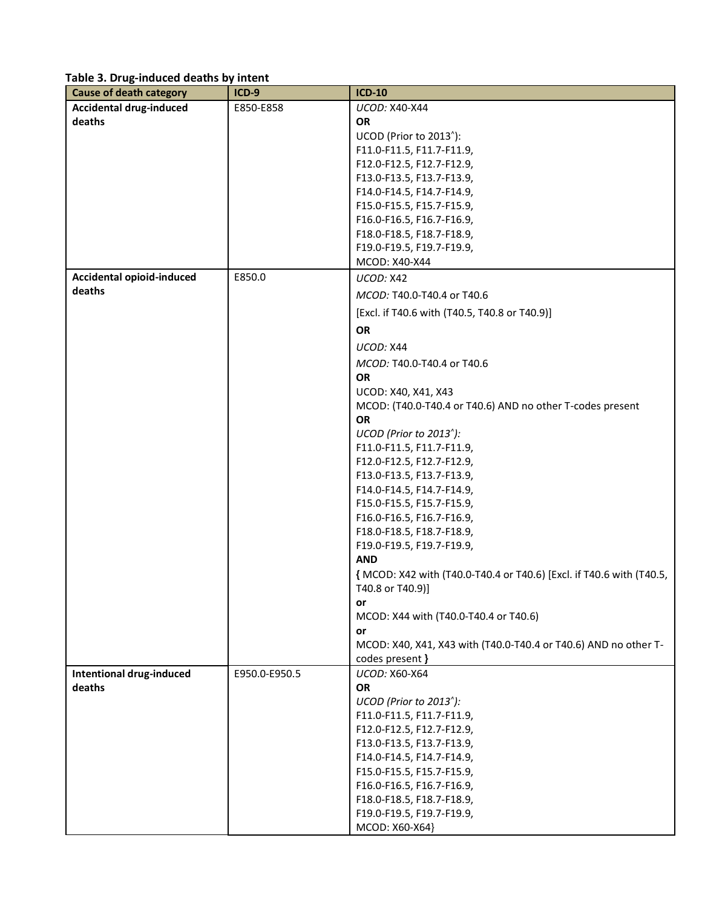**Table 3. Drug-induced deaths by intent**

| Cause of death category | ICD-9 | ICD-10 |
|---|---|---|
| **Accidental drug-induced deaths** | E850-E858 | *UCOD:* X40-X44<br>**OR**<br>UCOD (Prior to 2013^):<br>F11.0-F11.5, F11.7-F11.9,<br>F12.0-F12.5, F12.7-F12.9,<br>F13.0-F13.5, F13.7-F13.9,<br>F14.0-F14.5, F14.7-F14.9,<br>F15.0-F15.5, F15.7-F15.9,<br>F16.0-F16.5, F16.7-F16.9,<br>F18.0-F18.5, F18.7-F18.9,<br>F19.0-F19.5, F19.7-F19.9,<br>MCOD: X40-X44 |
| **Accidental opioid-induced deaths** | E850.0 | *UCOD:* X42<br>*MCOD:* T40.0-T40.4 or T40.6<br>[Excl. if T40.6 with (T40.5, T40.8 or T40.9)]<br>**OR**<br>*UCOD:* X44<br>*MCOD:* T40.0-T40.4 or T40.6<br>**OR**<br>UCOD: X40, X41, X43<br>MCOD: (T40.0-T40.4 or T40.6) AND no other T-codes present<br>**OR**<br>*UCOD (Prior to 2013^):*<br>F11.0-F11.5, F11.7-F11.9,<br>F12.0-F12.5, F12.7-F12.9,<br>F13.0-F13.5, F13.7-F13.9,<br>F14.0-F14.5, F14.7-F14.9,<br>F15.0-F15.5, F15.7-F15.9,<br>F16.0-F16.5, F16.7-F16.9,<br>F18.0-F18.5, F18.7-F18.9,<br>F19.0-F19.5, F19.7-F19.9,<br>**AND**<br>**{** MCOD: X42 with (T40.0-T40.4 or T40.6) [Excl. if T40.6 with (T40.5, T40.8 or T40.9)]<br>**or**<br>MCOD: X44 with (T40.0-T40.4 or T40.6)<br>**or**<br>MCOD: X40, X41, X43 with (T40.0-T40.4 or T40.6) AND no other T-codes present **}** |
| **Intentional drug-induced deaths** | E950.0-E950.5 | *UCOD:* X60-X64<br>**OR**<br>*UCOD (Prior to 2013^):*<br>F11.0-F11.5, F11.7-F11.9,<br>F12.0-F12.5, F12.7-F12.9,<br>F13.0-F13.5, F13.7-F13.9,<br>F14.0-F14.5, F14.7-F14.9,<br>F15.0-F15.5, F15.7-F15.9,<br>F16.0-F16.5, F16.7-F16.9,<br>F18.0-F18.5, F18.7-F18.9,<br>F19.0-F19.5, F19.7-F19.9,<br>MCOD: X60-X64} |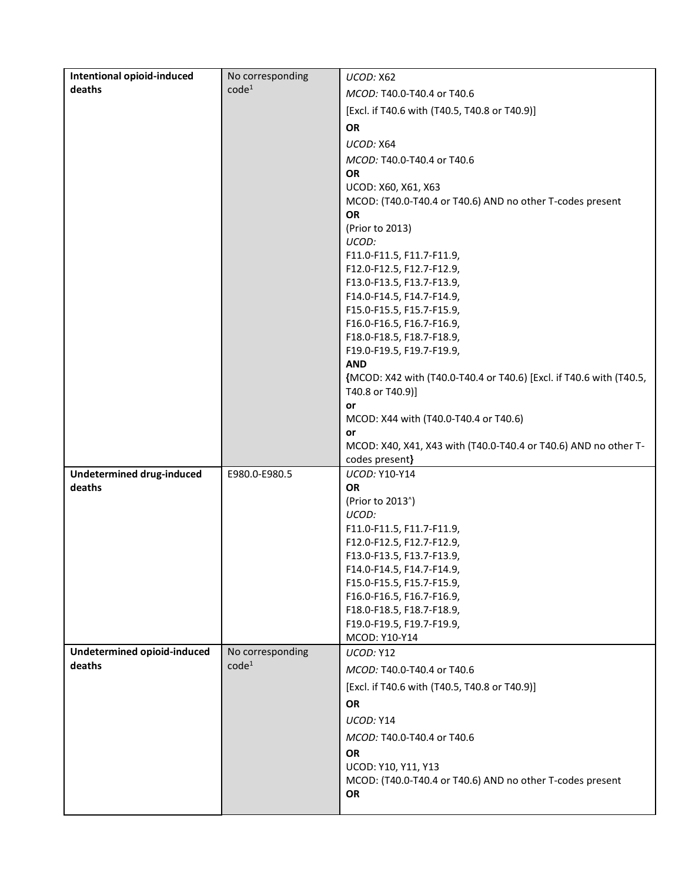| | | |
|---|---|---|
| **Intentional opioid-induced deaths** | No corresponding code[1] | *UCOD:* X62<br>*MCOD:* T40.0-T40.4 or T40.6<br>[Excl. if T40.6 with (T40.5, T40.8 or T40.9)]<br>**OR**<br>*UCOD:* X64<br>*MCOD:* T40.0-T40.4 or T40.6<br>**OR**<br>UCOD: X60, X61, X63<br>MCOD: (T40.0-T40.4 or T40.6) AND no other T-codes present<br>**OR**<br>(Prior to 2013)<br>*UCOD:*<br>F11.0-F11.5, F11.7-F11.9,<br>F12.0-F12.5, F12.7-F12.9,<br>F13.0-F13.5, F13.7-F13.9,<br>F14.0-F14.5, F14.7-F14.9,<br>F15.0-F15.5, F15.7-F15.9,<br>F16.0-F16.5, F16.7-F16.9,<br>F18.0-F18.5, F18.7-F18.9,<br>F19.0-F19.5, F19.7-F19.9,<br>**AND**<br>**{**MCOD: X42 with (T40.0-T40.4 or T40.6) [Excl. if T40.6 with (T40.5, T40.8 or T40.9)]<br>**or**<br>MCOD: X44 with (T40.0-T40.4 or T40.6)<br>**or**<br>MCOD: X40, X41, X43 with (T40.0-T40.4 or T40.6) AND no other T-codes present**}** |
| **Undetermined drug-induced deaths** | E980.0-E980.5 | *UCOD:* Y10-Y14<br>**OR**<br>(Prior to 2013^)<br>*UCOD:*<br>F11.0-F11.5, F11.7-F11.9,<br>F12.0-F12.5, F12.7-F12.9,<br>F13.0-F13.5, F13.7-F13.9,<br>F14.0-F14.5, F14.7-F14.9,<br>F15.0-F15.5, F15.7-F15.9,<br>F16.0-F16.5, F16.7-F16.9,<br>F18.0-F18.5, F18.7-F18.9,<br>F19.0-F19.5, F19.7-F19.9,<br>MCOD: Y10-Y14 |
| **Undetermined opioid-induced deaths** | No corresponding code[1] | *UCOD:* Y12<br>*MCOD:* T40.0-T40.4 or T40.6<br>[Excl. if T40.6 with (T40.5, T40.8 or T40.9)]<br>**OR**<br>*UCOD:* Y14<br>*MCOD:* T40.0-T40.4 or T40.6<br>**OR**<br>UCOD: Y10, Y11, Y13<br>MCOD: (T40.0-T40.4 or T40.6) AND no other T-codes present<br>**OR** |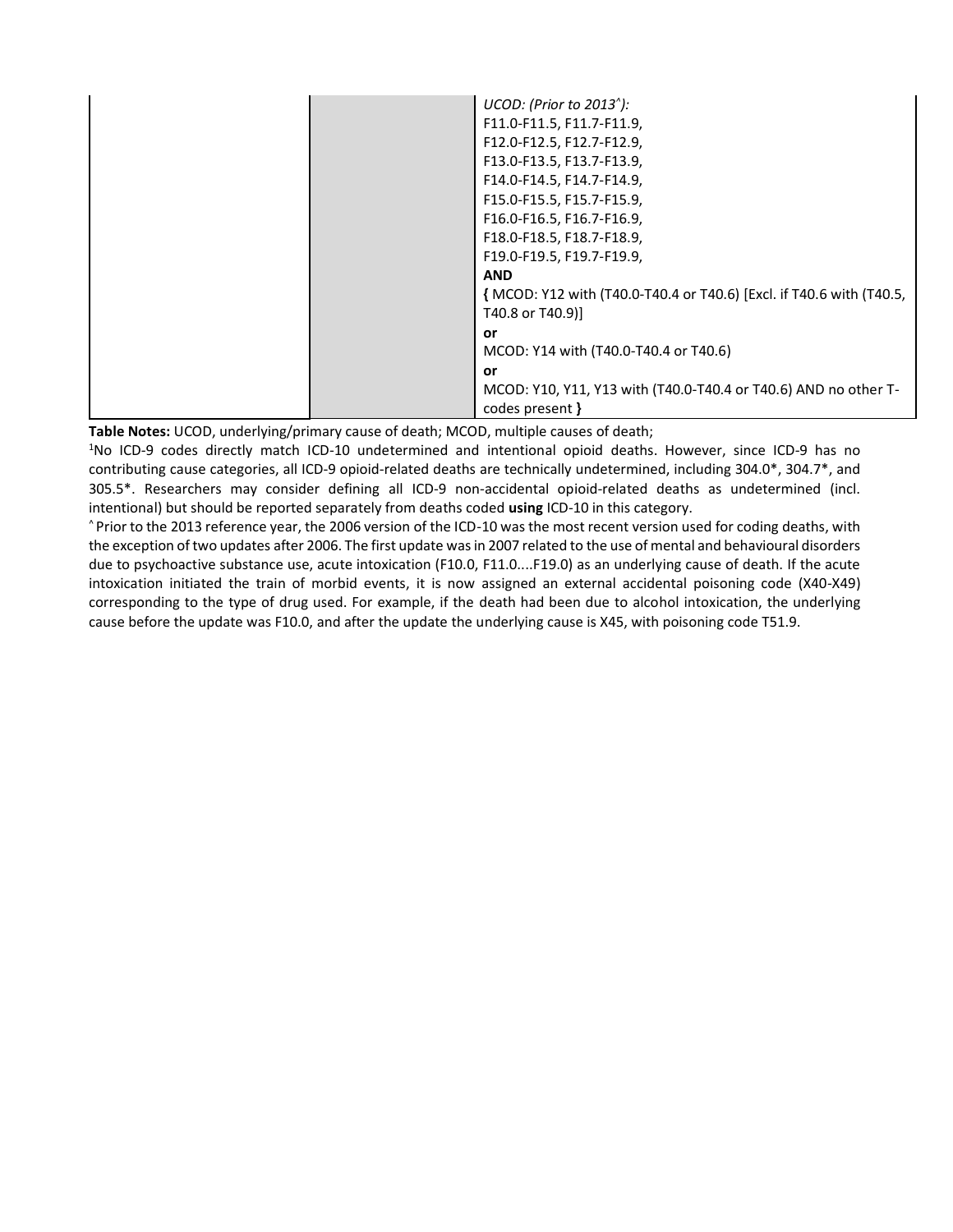| | | |
|---|---|---|
| | | *UCOD: (Prior to 2013^):*<br>F11.0-F11.5, F11.7-F11.9,<br>F12.0-F12.5, F12.7-F12.9,<br>F13.0-F13.5, F13.7-F13.9,<br>F14.0-F14.5, F14.7-F14.9,<br>F15.0-F15.5, F15.7-F15.9,<br>F16.0-F16.5, F16.7-F16.9,<br>F18.0-F18.5, F18.7-F18.9,<br>F19.0-F19.5, F19.7-F19.9,<br>**AND**<br>**{** MCOD: Y12 with (T40.0-T40.4 or T40.6) [Excl. if T40.6 with (T40.5, T40.8 or T40.9)]<br>**or**<br>MCOD: Y14 with (T40.0-T40.4 or T40.6)<br>**or**<br>MCOD: Y10, Y11, Y13 with (T40.0-T40.4 or T40.6) AND no other T-codes present **}** |

**Table Notes:** UCOD, underlying/primary cause of death; MCOD, multiple causes of death;

[1]No ICD-9 codes directly match ICD-10 undetermined and intentional opioid deaths. However, since ICD-9 has no contributing cause categories, all ICD-9 opioid-related deaths are technically undetermined, including 304.0*, 304.7*, and 305.5*. Researchers may consider defining all ICD-9 non-accidental opioid-related deaths as undetermined (incl. intentional) but should be reported separately from deaths coded **using** ICD-10 in this category.

^ Prior to the 2013 reference year, the 2006 version of the ICD-10 was the most recent version used for coding deaths, with the exception of two updates after 2006. The first update was in 2007 related to the use of mental and behavioural disorders due to psychoactive substance use, acute intoxication (F10.0, F11.0....F19.0) as an underlying cause of death. If the acute intoxication initiated the train of morbid events, it is now assigned an external accidental poisoning code (X40-X49) corresponding to the type of drug used. For example, if the death had been due to alcohol intoxication, the underlying cause before the update was F10.0, and after the update the underlying cause is X45, with poisoning code T51.9.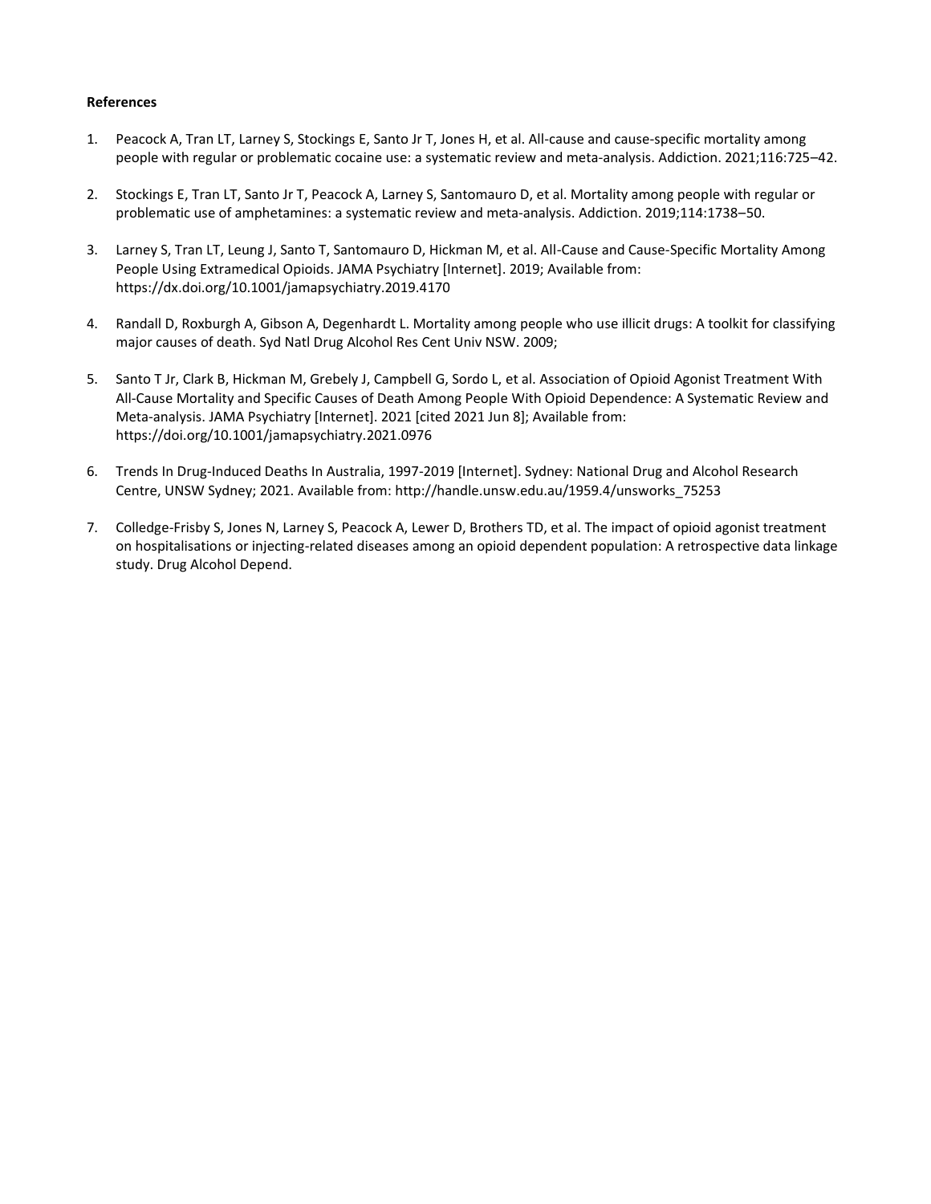**References**

1. Peacock A, Tran LT, Larney S, Stockings E, Santo Jr T, Jones H, et al. All-cause and cause-specific mortality among people with regular or problematic cocaine use: a systematic review and meta-analysis. Addiction. 2021;116:725–42.

2. Stockings E, Tran LT, Santo Jr T, Peacock A, Larney S, Santomauro D, et al. Mortality among people with regular or problematic use of amphetamines: a systematic review and meta-analysis. Addiction. 2019;114:1738–50.

3. Larney S, Tran LT, Leung J, Santo T, Santomauro D, Hickman M, et al. All-Cause and Cause-Specific Mortality Among People Using Extramedical Opioids. JAMA Psychiatry [Internet]. 2019; Available from: https://dx.doi.org/10.1001/jamapsychiatry.2019.4170

4. Randall D, Roxburgh A, Gibson A, Degenhardt L. Mortality among people who use illicit drugs: A toolkit for classifying major causes of death. Syd Natl Drug Alcohol Res Cent Univ NSW. 2009;

5. Santo T Jr, Clark B, Hickman M, Grebely J, Campbell G, Sordo L, et al. Association of Opioid Agonist Treatment With All-Cause Mortality and Specific Causes of Death Among People With Opioid Dependence: A Systematic Review and Meta-analysis. JAMA Psychiatry [Internet]. 2021 [cited 2021 Jun 8]; Available from: https://doi.org/10.1001/jamapsychiatry.2021.0976

6. Trends In Drug-Induced Deaths In Australia, 1997-2019 [Internet]. Sydney: National Drug and Alcohol Research Centre, UNSW Sydney; 2021. Available from: http://handle.unsw.edu.au/1959.4/unsworks_75253

7. Colledge-Frisby S, Jones N, Larney S, Peacock A, Lewer D, Brothers TD, et al. The impact of opioid agonist treatment on hospitalisations or injecting-related diseases among an opioid dependent population: A retrospective data linkage study. Drug Alcohol Depend.